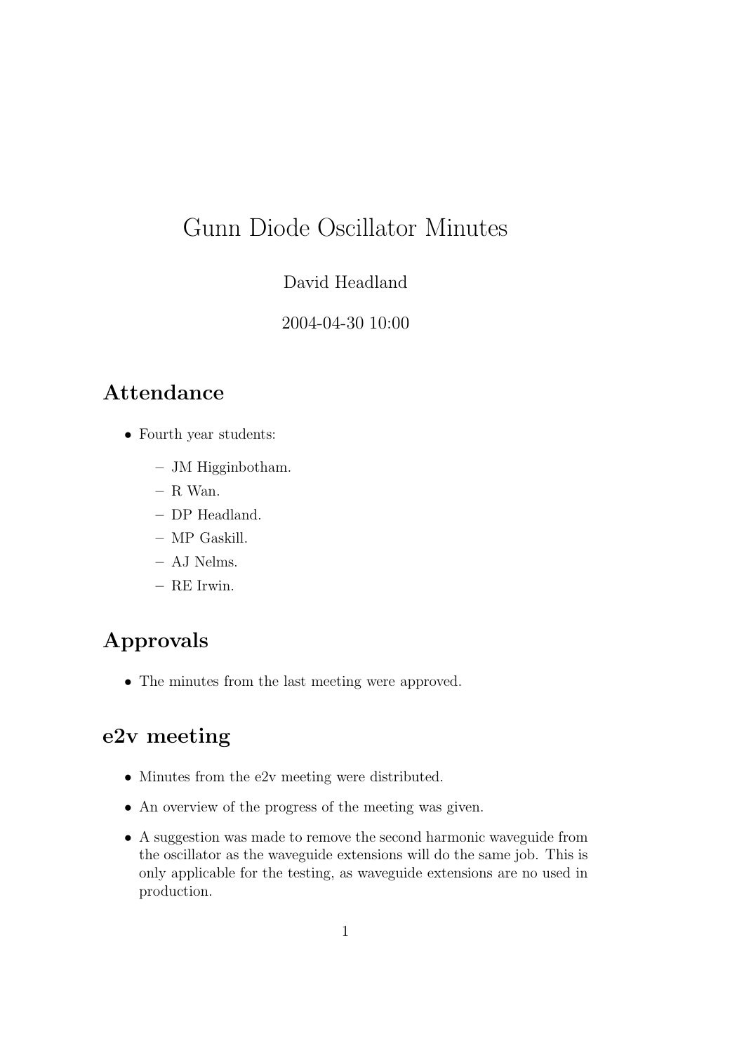# Gunn Diode Oscillator Minutes

David Headland

2004-04-30 10:00

## Attendance

- Fourth year students:
  - JM Higginbotham.
  - R Wan.
  - DP Headland.
  - MP Gaskill.
  - AJ Nelms.
  - RE Irwin.

## Approvals

- The minutes from the last meeting were approved.

## e2v meeting

- Minutes from the e2v meeting were distributed.
- An overview of the progress of the meeting was given.
- A suggestion was made to remove the second harmonic waveguide from the oscillator as the waveguide extensions will do the same job. This is only applicable for the testing, as waveguide extensions are no used in production.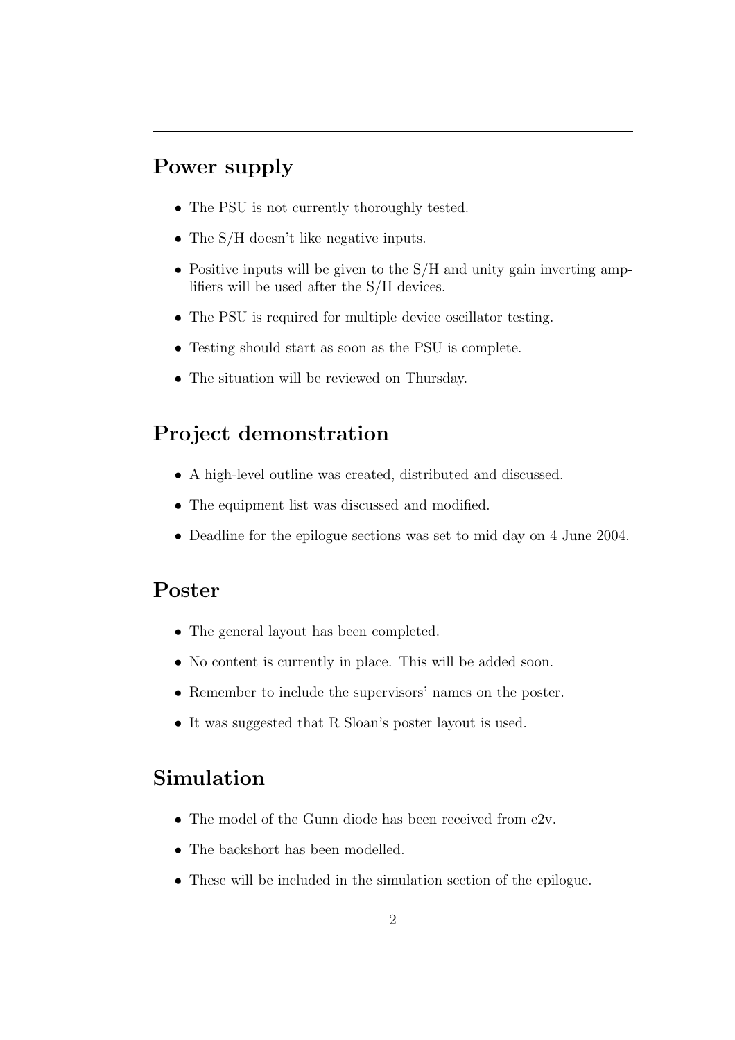## Power supply

- The PSU is not currently thoroughly tested.
- The S/H doesn't like negative inputs.
- Positive inputs will be given to the S/H and unity gain inverting amplifiers will be used after the S/H devices.
- The PSU is required for multiple device oscillator testing.
- Testing should start as soon as the PSU is complete.
- The situation will be reviewed on Thursday.

## Project demonstration

- A high-level outline was created, distributed and discussed.
- The equipment list was discussed and modified.
- Deadline for the epilogue sections was set to mid day on 4 June 2004.

## Poster

- The general layout has been completed.
- No content is currently in place. This will be added soon.
- Remember to include the supervisors' names on the poster.
- It was suggested that R Sloan's poster layout is used.

## Simulation

- The model of the Gunn diode has been received from e2v.
- The backshort has been modelled.
- These will be included in the simulation section of the epilogue.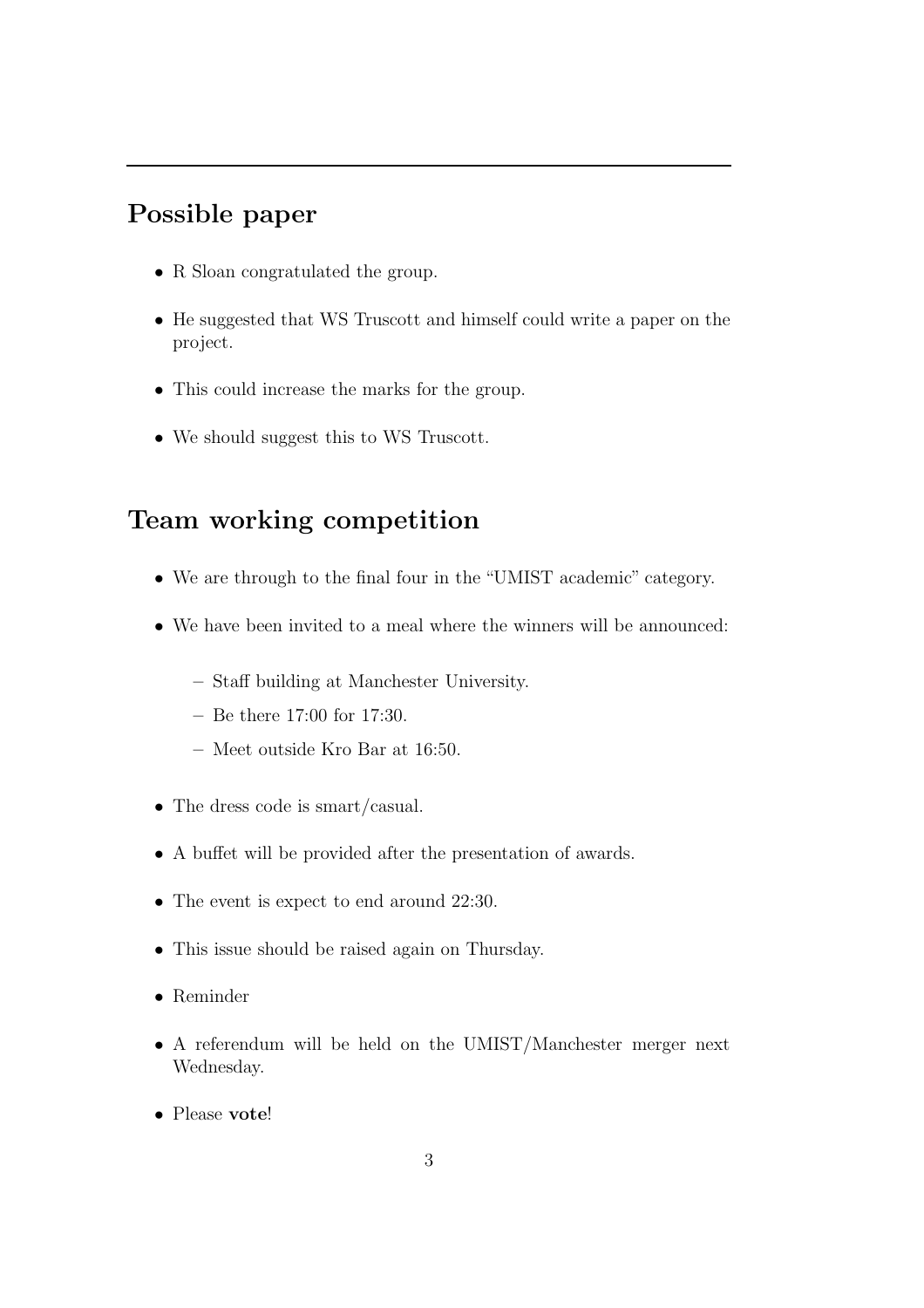---

## Possible paper

- R Sloan congratulated the group.
- He suggested that WS Truscott and himself could write a paper on the project.
- This could increase the marks for the group.
- We should suggest this to WS Truscott.

## Team working competition

- We are through to the final four in the "UMIST academic" category.
- We have been invited to a meal where the winners will be announced:
  - Staff building at Manchester University.
  - Be there 17:00 for 17:30.
  - Meet outside Kro Bar at 16:50.
- The dress code is smart/casual.
- A buffet will be provided after the presentation of awards.
- The event is expect to end around 22:30.
- This issue should be raised again on Thursday.
- Reminder
- A referendum will be held on the UMIST/Manchester merger next Wednesday.
- Please **vote**!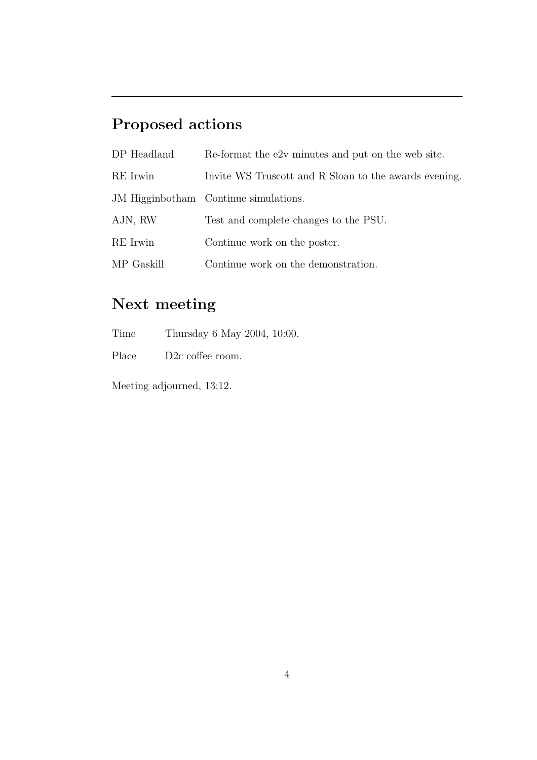---

## Proposed actions

| | |
|---|---|
| DP Headland | Re-format the e2v minutes and put on the web site. |
| RE Irwin | Invite WS Truscott and R Sloan to the awards evening. |
| JM Higginbotham | Continue simulations. |
| AJN, RW | Test and complete changes to the PSU. |
| RE Irwin | Continue work on the poster. |
| MP Gaskill | Continue work on the demonstration. |

## Next meeting

| | |
|---|---|
| Time | Thursday 6 May 2004, 10:00. |
| Place | D2c coffee room. |

Meeting adjourned, 13:12.